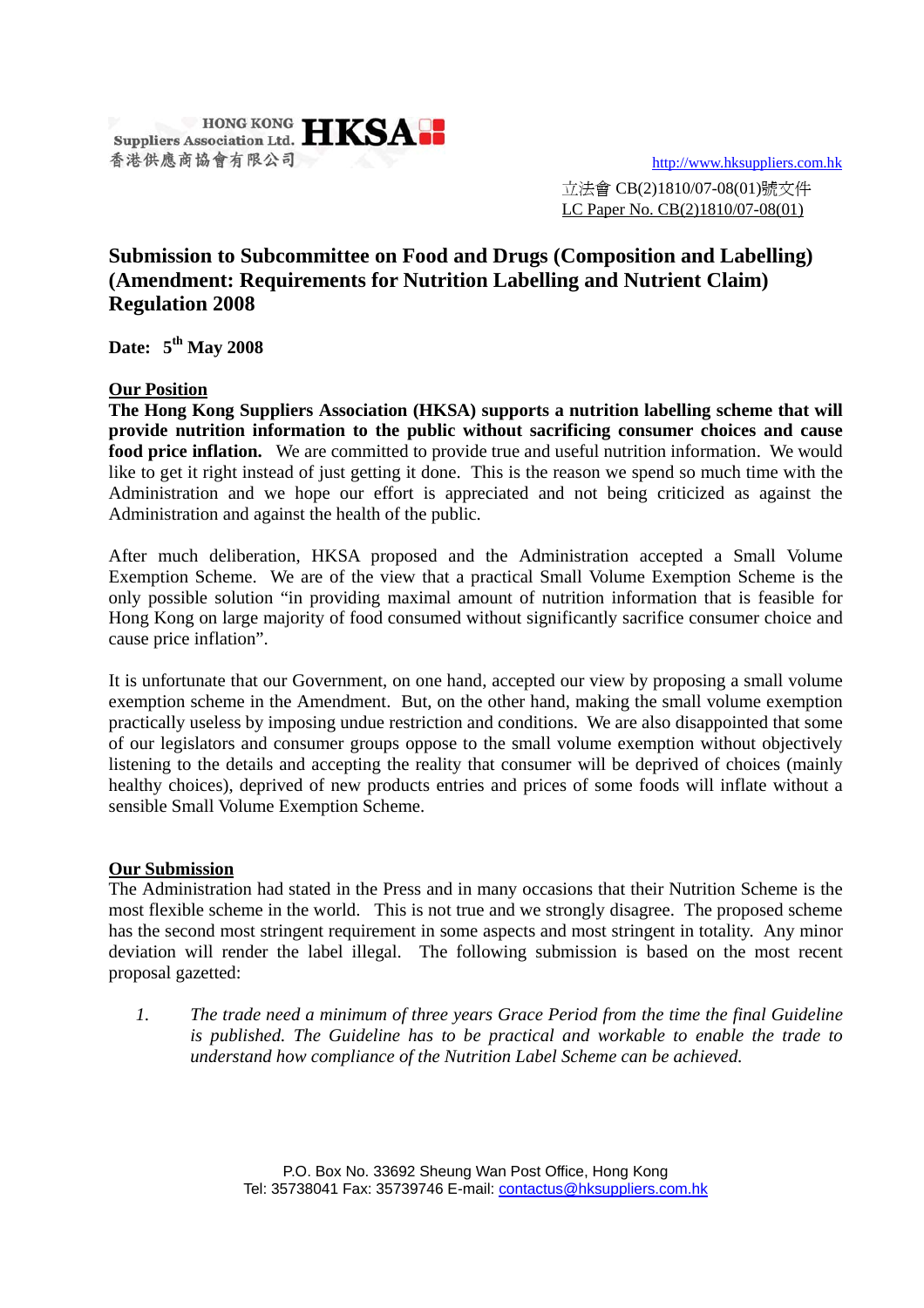HONG KONG Suppliers Association Ltd. HKSA
香港供應商協會有限公司

http://www.hksuppliers.com.hk

立法會 CB(2)1810/07-08(01)號文件
LC Paper No. CB(2)1810/07-08(01)

# Submission to Subcommittee on Food and Drugs (Composition and Labelling) (Amendment: Requirements for Nutrition Labelling and Nutrient Claim) Regulation 2008

**Date: 5th May 2008**

## Our Position

**The Hong Kong Suppliers Association (HKSA) supports a nutrition labelling scheme that will provide nutrition information to the public without sacrificing consumer choices and cause food price inflation.** We are committed to provide true and useful nutrition information. We would like to get it right instead of just getting it done. This is the reason we spend so much time with the Administration and we hope our effort is appreciated and not being criticized as against the Administration and against the health of the public.

After much deliberation, HKSA proposed and the Administration accepted a Small Volume Exemption Scheme. We are of the view that a practical Small Volume Exemption Scheme is the only possible solution "in providing maximal amount of nutrition information that is feasible for Hong Kong on large majority of food consumed without significantly sacrifice consumer choice and cause price inflation".

It is unfortunate that our Government, on one hand, accepted our view by proposing a small volume exemption scheme in the Amendment. But, on the other hand, making the small volume exemption practically useless by imposing undue restriction and conditions. We are also disappointed that some of our legislators and consumer groups oppose to the small volume exemption without objectively listening to the details and accepting the reality that consumer will be deprived of choices (mainly healthy choices), deprived of new products entries and prices of some foods will inflate without a sensible Small Volume Exemption Scheme.

## Our Submission

The Administration had stated in the Press and in many occasions that their Nutrition Scheme is the most flexible scheme in the world. This is not true and we strongly disagree. The proposed scheme has the second most stringent requirement in some aspects and most stringent in totality. Any minor deviation will render the label illegal. The following submission is based on the most recent proposal gazetted:

1. *The trade need a minimum of three years Grace Period from the time the final Guideline is published. The Guideline has to be practical and workable to enable the trade to understand how compliance of the Nutrition Label Scheme can be achieved.*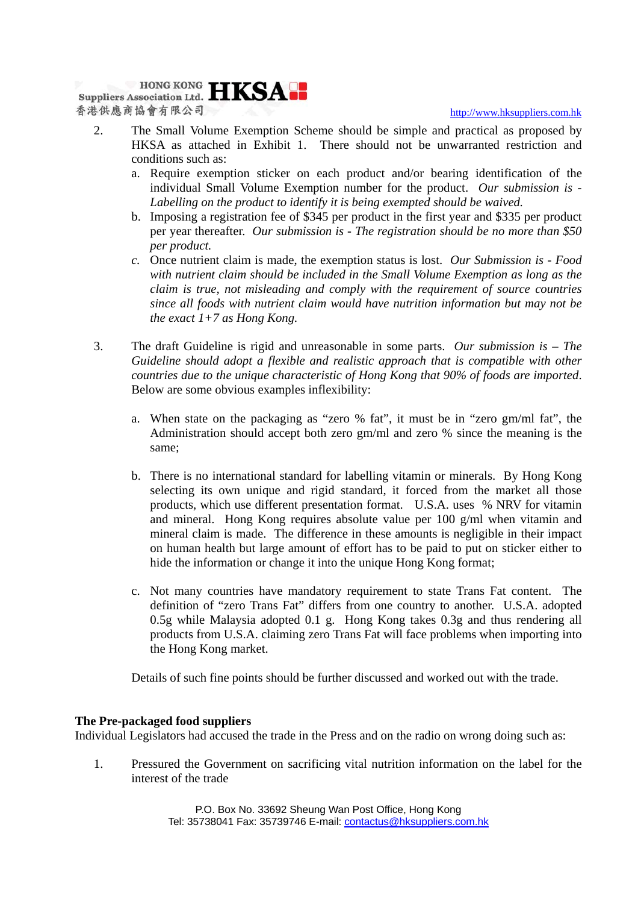2. The Small Volume Exemption Scheme should be simple and practical as proposed by HKSA as attached in Exhibit 1. There should not be unwarranted restriction and conditions such as:
   a. Require exemption sticker on each product and/or bearing identification of the individual Small Volume Exemption number for the product. *Our submission is - Labelling on the product to identify it is being exempted should be waived.*
   b. Imposing a registration fee of $345 per product in the first year and $335 per product per year thereafter. *Our submission is - The registration should be no more than $50 per product.*
   c. Once nutrient claim is made, the exemption status is lost. *Our Submission is - Food with nutrient claim should be included in the Small Volume Exemption as long as the claim is true, not misleading and comply with the requirement of source countries since all foods with nutrient claim would have nutrition information but may not be the exact 1+7 as Hong Kong.*

3. The draft Guideline is rigid and unreasonable in some parts. *Our submission is – The Guideline should adopt a flexible and realistic approach that is compatible with other countries due to the unique characteristic of Hong Kong that 90% of foods are imported.* Below are some obvious examples inflexibility:

   a. When state on the packaging as "zero % fat", it must be in "zero gm/ml fat", the Administration should accept both zero gm/ml and zero % since the meaning is the same;

   b. There is no international standard for labelling vitamin or minerals. By Hong Kong selecting its own unique and rigid standard, it forced from the market all those products, which use different presentation format. U.S.A. uses % NRV for vitamin and mineral. Hong Kong requires absolute value per 100 g/ml when vitamin and mineral claim is made. The difference in these amounts is negligible in their impact on human health but large amount of effort has to be paid to put on sticker either to hide the information or change it into the unique Hong Kong format;

   c. Not many countries have mandatory requirement to state Trans Fat content. The definition of "zero Trans Fat" differs from one country to another. U.S.A. adopted 0.5g while Malaysia adopted 0.1 g. Hong Kong takes 0.3g and thus rendering all products from U.S.A. claiming zero Trans Fat will face problems when importing into the Hong Kong market.

   Details of such fine points should be further discussed and worked out with the trade.

**The Pre-packaged food suppliers**

Individual Legislators had accused the trade in the Press and on the radio on wrong doing such as:

1. Pressured the Government on sacrificing vital nutrition information on the label for the interest of the trade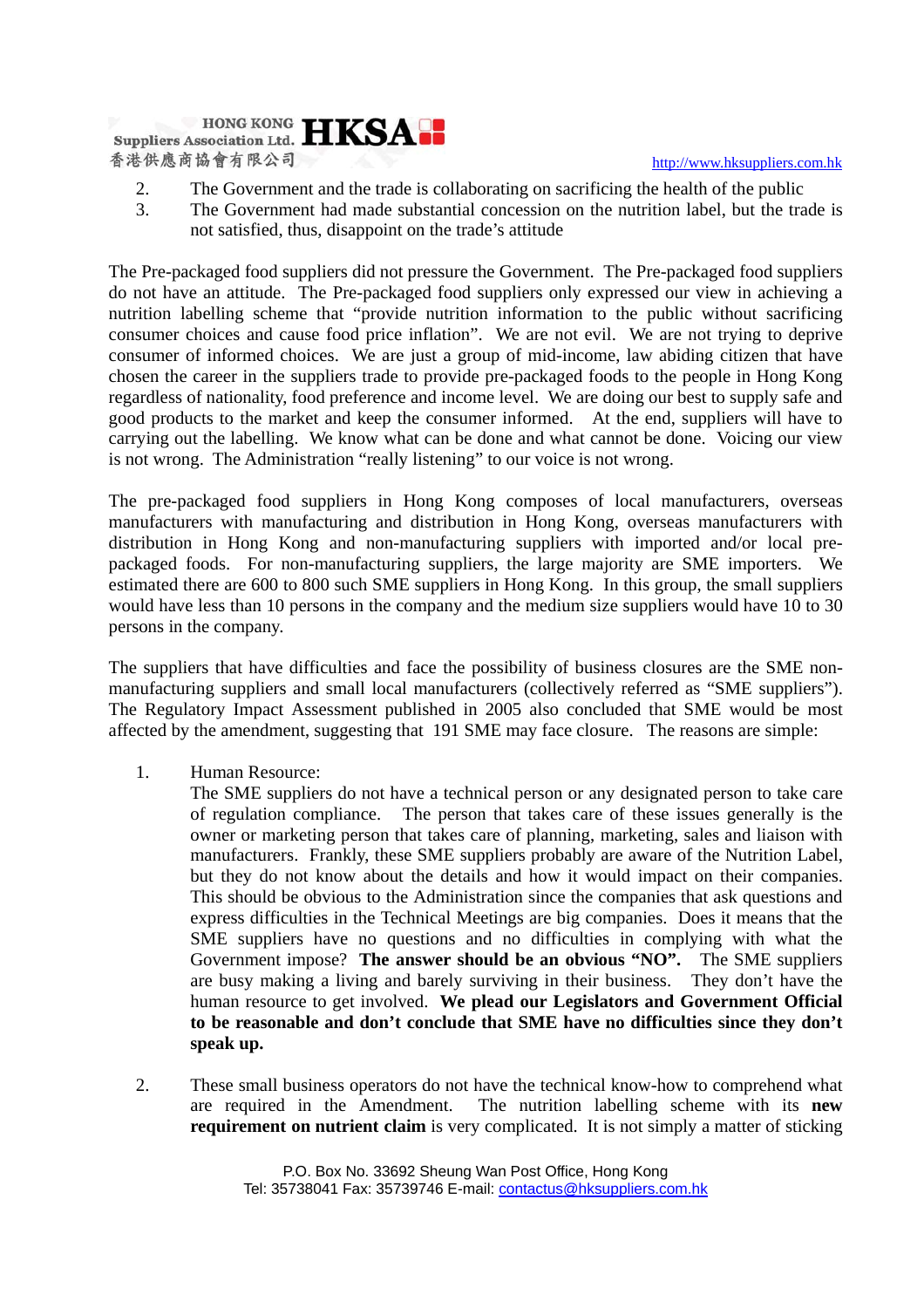2. The Government and the trade is collaborating on sacrificing the health of the public
3. The Government had made substantial concession on the nutrition label, but the trade is not satisfied, thus, disappoint on the trade's attitude

The Pre-packaged food suppliers did not pressure the Government. The Pre-packaged food suppliers do not have an attitude. The Pre-packaged food suppliers only expressed our view in achieving a nutrition labelling scheme that "provide nutrition information to the public without sacrificing consumer choices and cause food price inflation". We are not evil. We are not trying to deprive consumer of informed choices. We are just a group of mid-income, law abiding citizen that have chosen the career in the suppliers trade to provide pre-packaged foods to the people in Hong Kong regardless of nationality, food preference and income level. We are doing our best to supply safe and good products to the market and keep the consumer informed. At the end, suppliers will have to carrying out the labelling. We know what can be done and what cannot be done. Voicing our view is not wrong. The Administration "really listening" to our voice is not wrong.

The pre-packaged food suppliers in Hong Kong composes of local manufacturers, overseas manufacturers with manufacturing and distribution in Hong Kong, overseas manufacturers with distribution in Hong Kong and non-manufacturing suppliers with imported and/or local pre-packaged foods. For non-manufacturing suppliers, the large majority are SME importers. We estimated there are 600 to 800 such SME suppliers in Hong Kong. In this group, the small suppliers would have less than 10 persons in the company and the medium size suppliers would have 10 to 30 persons in the company.

The suppliers that have difficulties and face the possibility of business closures are the SME non-manufacturing suppliers and small local manufacturers (collectively referred as "SME suppliers"). The Regulatory Impact Assessment published in 2005 also concluded that SME would be most affected by the amendment, suggesting that 191 SME may face closure. The reasons are simple:

1. Human Resource:
   The SME suppliers do not have a technical person or any designated person to take care of regulation compliance. The person that takes care of these issues generally is the owner or marketing person that takes care of planning, marketing, sales and liaison with manufacturers. Frankly, these SME suppliers probably are aware of the Nutrition Label, but they do not know about the details and how it would impact on their companies. This should be obvious to the Administration since the companies that ask questions and express difficulties in the Technical Meetings are big companies. Does it means that the SME suppliers have no questions and no difficulties in complying with what the Government impose? **The answer should be an obvious "NO".** The SME suppliers are busy making a living and barely surviving in their business. They don't have the human resource to get involved. **We plead our Legislators and Government Official to be reasonable and don't conclude that SME have no difficulties since they don't speak up.**

2. These small business operators do not have the technical know-how to comprehend what are required in the Amendment. The nutrition labelling scheme with its **new requirement on nutrient claim** is very complicated. It is not simply a matter of sticking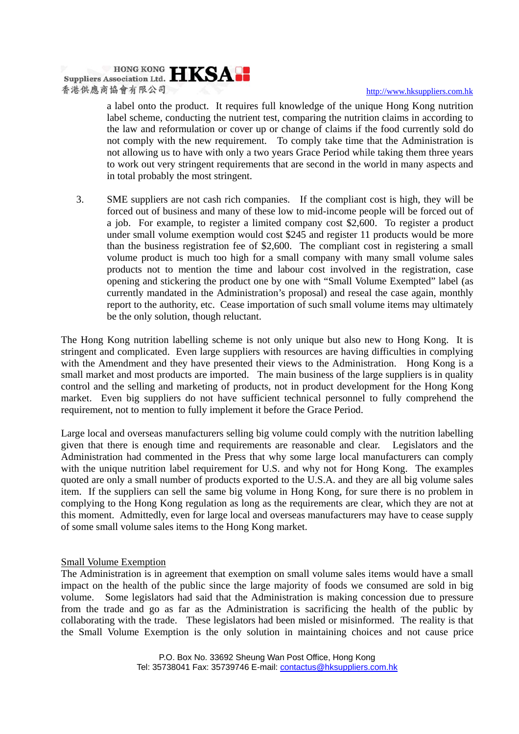a label onto the product. It requires full knowledge of the unique Hong Kong nutrition label scheme, conducting the nutrient test, comparing the nutrition claims in according to the law and reformulation or cover up or change of claims if the food currently sold do not comply with the new requirement. To comply take time that the Administration is not allowing us to have with only a two years Grace Period while taking them three years to work out very stringent requirements that are second in the world in many aspects and in total probably the most stringent.

3. SME suppliers are not cash rich companies. If the compliant cost is high, they will be forced out of business and many of these low to mid-income people will be forced out of a job. For example, to register a limited company cost $2,600. To register a product under small volume exemption would cost $245 and register 11 products would be more than the business registration fee of $2,600. The compliant cost in registering a small volume product is much too high for a small company with many small volume sales products not to mention the time and labour cost involved in the registration, case opening and stickering the product one by one with "Small Volume Exempted" label (as currently mandated in the Administration's proposal) and reseal the case again, monthly report to the authority, etc. Cease importation of such small volume items may ultimately be the only solution, though reluctant.

The Hong Kong nutrition labelling scheme is not only unique but also new to Hong Kong. It is stringent and complicated. Even large suppliers with resources are having difficulties in complying with the Amendment and they have presented their views to the Administration. Hong Kong is a small market and most products are imported. The main business of the large suppliers is in quality control and the selling and marketing of products, not in product development for the Hong Kong market. Even big suppliers do not have sufficient technical personnel to fully comprehend the requirement, not to mention to fully implement it before the Grace Period.

Large local and overseas manufacturers selling big volume could comply with the nutrition labelling given that there is enough time and requirements are reasonable and clear. Legislators and the Administration had commented in the Press that why some large local manufacturers can comply with the unique nutrition label requirement for U.S. and why not for Hong Kong. The examples quoted are only a small number of products exported to the U.S.A. and they are all big volume sales item. If the suppliers can sell the same big volume in Hong Kong, for sure there is no problem in complying to the Hong Kong regulation as long as the requirements are clear, which they are not at this moment. Admittedly, even for large local and overseas manufacturers may have to cease supply of some small volume sales items to the Hong Kong market.

<u>Small Volume Exemption</u>

The Administration is in agreement that exemption on small volume sales items would have a small impact on the health of the public since the large majority of foods we consumed are sold in big volume. Some legislators had said that the Administration is making concession due to pressure from the trade and go as far as the Administration is sacrificing the health of the public by collaborating with the trade. These legislators had been misled or misinformed. The reality is that the Small Volume Exemption is the only solution in maintaining choices and not cause price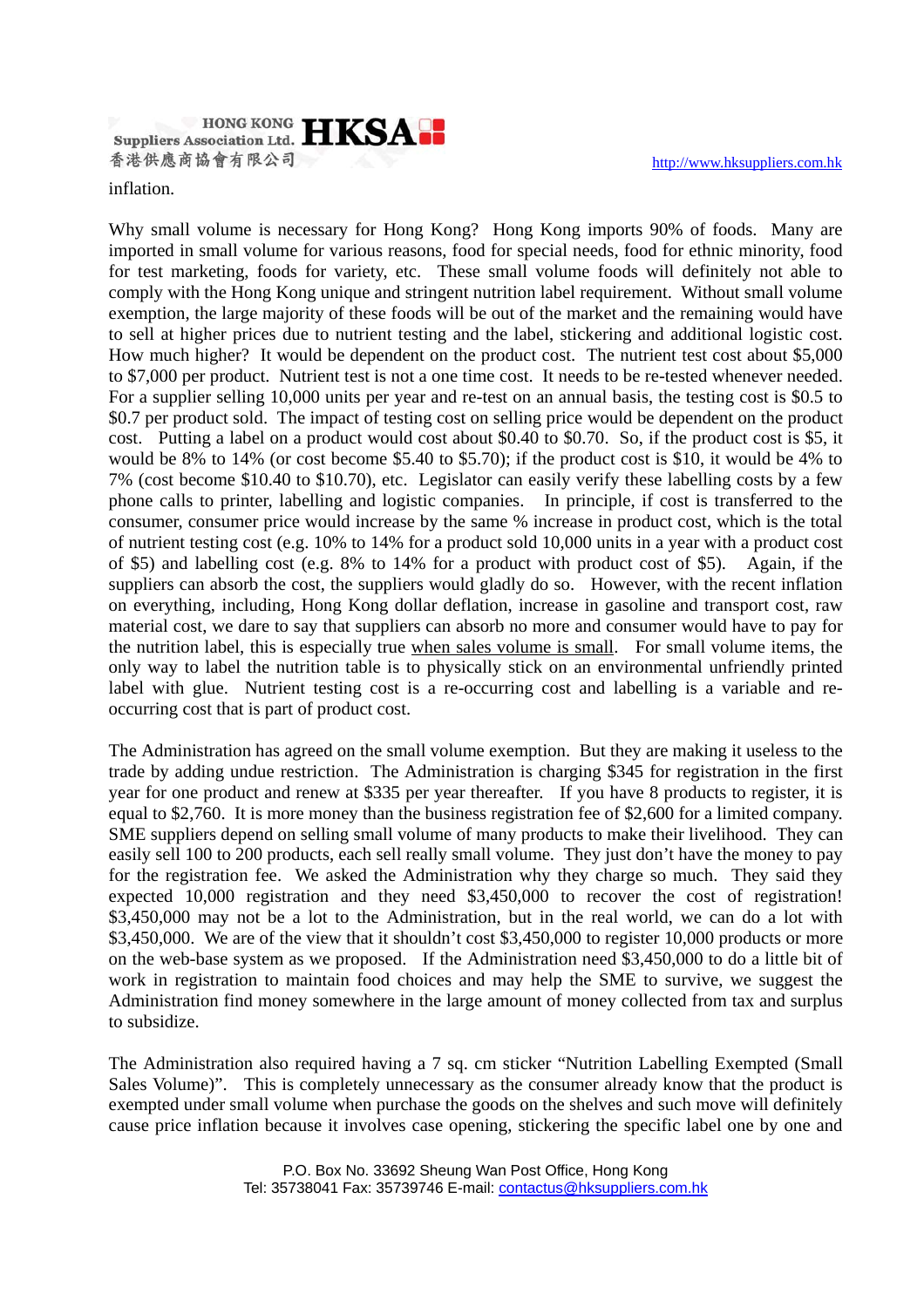inflation.

Why small volume is necessary for Hong Kong? Hong Kong imports 90% of foods. Many are imported in small volume for various reasons, food for special needs, food for ethnic minority, food for test marketing, foods for variety, etc. These small volume foods will definitely not able to comply with the Hong Kong unique and stringent nutrition label requirement. Without small volume exemption, the large majority of these foods will be out of the market and the remaining would have to sell at higher prices due to nutrient testing and the label, stickering and additional logistic cost. How much higher? It would be dependent on the product cost. The nutrient test cost about $5,000 to $7,000 per product. Nutrient test is not a one time cost. It needs to be re-tested whenever needed. For a supplier selling 10,000 units per year and re-test on an annual basis, the testing cost is $0.5 to $0.7 per product sold. The impact of testing cost on selling price would be dependent on the product cost. Putting a label on a product would cost about $0.40 to $0.70. So, if the product cost is $5, it would be 8% to 14% (or cost become $5.40 to $5.70); if the product cost is $10, it would be 4% to 7% (cost become $10.40 to $10.70), etc. Legislator can easily verify these labelling costs by a few phone calls to printer, labelling and logistic companies. In principle, if cost is transferred to the consumer, consumer price would increase by the same % increase in product cost, which is the total of nutrient testing cost (e.g. 10% to 14% for a product sold 10,000 units in a year with a product cost of $5) and labelling cost (e.g. 8% to 14% for a product with product cost of $5). Again, if the suppliers can absorb the cost, the suppliers would gladly do so. However, with the recent inflation on everything, including, Hong Kong dollar deflation, increase in gasoline and transport cost, raw material cost, we dare to say that suppliers can absorb no more and consumer would have to pay for the nutrition label, this is especially true <u>when sales volume is small</u>. For small volume items, the only way to label the nutrition table is to physically stick on an environmental unfriendly printed label with glue. Nutrient testing cost is a re-occurring cost and labelling is a variable and re-occurring cost that is part of product cost.

The Administration has agreed on the small volume exemption. But they are making it useless to the trade by adding undue restriction. The Administration is charging $345 for registration in the first year for one product and renew at $335 per year thereafter. If you have 8 products to register, it is equal to $2,760. It is more money than the business registration fee of $2,600 for a limited company. SME suppliers depend on selling small volume of many products to make their livelihood. They can easily sell 100 to 200 products, each sell really small volume. They just don't have the money to pay for the registration fee. We asked the Administration why they charge so much. They said they expected 10,000 registration and they need $3,450,000 to recover the cost of registration! $3,450,000 may not be a lot to the Administration, but in the real world, we can do a lot with $3,450,000. We are of the view that it shouldn't cost $3,450,000 to register 10,000 products or more on the web-base system as we proposed. If the Administration need $3,450,000 to do a little bit of work in registration to maintain food choices and may help the SME to survive, we suggest the Administration find money somewhere in the large amount of money collected from tax and surplus to subsidize.

The Administration also required having a 7 sq. cm sticker "Nutrition Labelling Exempted (Small Sales Volume)". This is completely unnecessary as the consumer already know that the product is exempted under small volume when purchase the goods on the shelves and such move will definitely cause price inflation because it involves case opening, stickering the specific label one by one and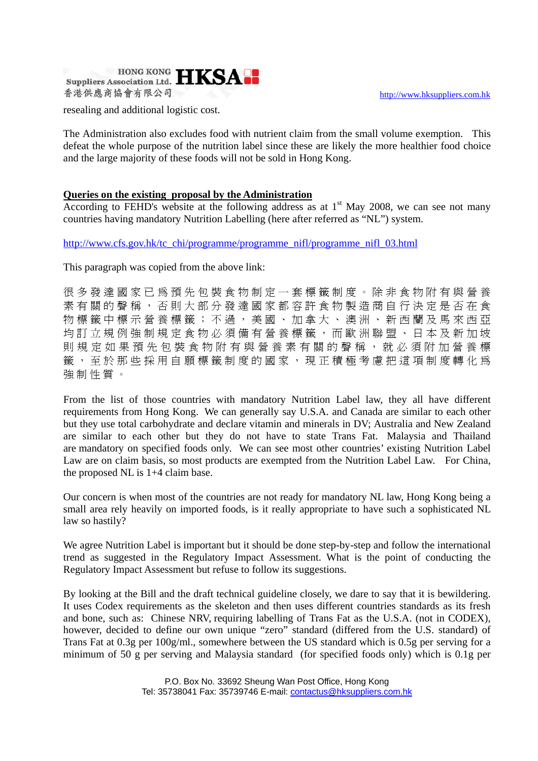resealing and additional logistic cost.

The Administration also excludes food with nutrient claim from the small volume exemption. This defeat the whole purpose of the nutrition label since these are likely the more healthier food choice and the large majority of these foods will not be sold in Hong Kong.

**Queries on the existing proposal by the Administration**

According to FEHD's website at the following address as at 1st May 2008, we can see not many countries having mandatory Nutrition Labelling (here after referred as "NL") system.

http://www.cfs.gov.hk/tc_chi/programme/programme_nifl/programme_nifl_03.html

This paragraph was copied from the above link:

很多發達國家已爲預先包裝食物制定一套標籤制度。除非食物附有與營養素有關的聲稱，否則大部分發達國家都容許食物製造商自行決定是否在食物標籤中標示營養標籤；不過，美國、加拿大、澳洲、新西蘭及馬來西亞均訂立規例強制規定食物必須備有營養標籤，而歐洲聯盟、日本及新加坡則規定如果預先包裝食物附有與營養素有關的聲稱，就必須附加營養標籤，至於那些採用自願標籤制度的國家，現正積極考慮把這項制度轉化爲強制性質。

From the list of those countries with mandatory Nutrition Label law, they all have different requirements from Hong Kong. We can generally say U.S.A. and Canada are similar to each other but they use total carbohydrate and declare vitamin and minerals in DV; Australia and New Zealand are similar to each other but they do not have to state Trans Fat. Malaysia and Thailand are mandatory on specified foods only. We can see most other countries' existing Nutrition Label Law are on claim basis, so most products are exempted from the Nutrition Label Law. For China, the proposed NL is 1+4 claim base.

Our concern is when most of the countries are not ready for mandatory NL law, Hong Kong being a small area rely heavily on imported foods, is it really appropriate to have such a sophisticated NL law so hastily?

We agree Nutrition Label is important but it should be done step-by-step and follow the international trend as suggested in the Regulatory Impact Assessment. What is the point of conducting the Regulatory Impact Assessment but refuse to follow its suggestions.

By looking at the Bill and the draft technical guideline closely, we dare to say that it is bewildering. It uses Codex requirements as the skeleton and then uses different countries standards as its fresh and bone, such as: Chinese NRV, requiring labelling of Trans Fat as the U.S.A. (not in CODEX), however, decided to define our own unique "zero" standard (differed from the U.S. standard) of Trans Fat at 0.3g per 100g/ml., somewhere between the US standard which is 0.5g per serving for a minimum of 50 g per serving and Malaysia standard (for specified foods only) which is 0.1g per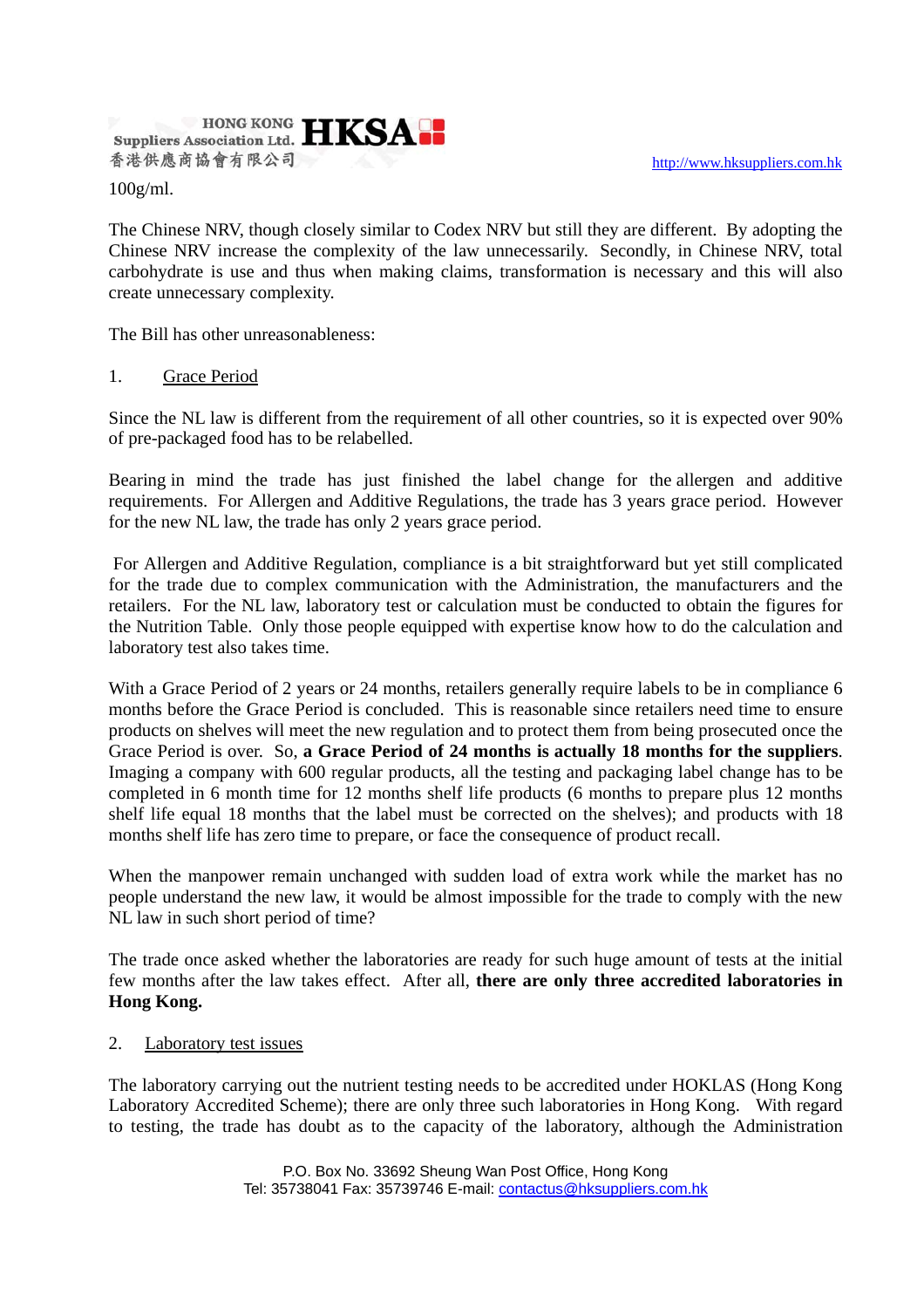100g/ml.

The Chinese NRV, though closely similar to Codex NRV but still they are different. By adopting the Chinese NRV increase the complexity of the law unnecessarily. Secondly, in Chinese NRV, total carbohydrate is use and thus when making claims, transformation is necessary and this will also create unnecessary complexity.

The Bill has other unreasonableness:

1. Grace Period

Since the NL law is different from the requirement of all other countries, so it is expected over 90% of pre-packaged food has to be relabelled.

Bearing in mind the trade has just finished the label change for the allergen and additive requirements. For Allergen and Additive Regulations, the trade has 3 years grace period. However for the new NL law, the trade has only 2 years grace period.

For Allergen and Additive Regulation, compliance is a bit straightforward but yet still complicated for the trade due to complex communication with the Administration, the manufacturers and the retailers. For the NL law, laboratory test or calculation must be conducted to obtain the figures for the Nutrition Table. Only those people equipped with expertise know how to do the calculation and laboratory test also takes time.

With a Grace Period of 2 years or 24 months, retailers generally require labels to be in compliance 6 months before the Grace Period is concluded. This is reasonable since retailers need time to ensure products on shelves will meet the new regulation and to protect them from being prosecuted once the Grace Period is over. So, **a Grace Period of 24 months is actually 18 months for the suppliers**. Imaging a company with 600 regular products, all the testing and packaging label change has to be completed in 6 month time for 12 months shelf life products (6 months to prepare plus 12 months shelf life equal 18 months that the label must be corrected on the shelves); and products with 18 months shelf life has zero time to prepare, or face the consequence of product recall.

When the manpower remain unchanged with sudden load of extra work while the market has no people understand the new law, it would be almost impossible for the trade to comply with the new NL law in such short period of time?

The trade once asked whether the laboratories are ready for such huge amount of tests at the initial few months after the law takes effect. After all, **there are only three accredited laboratories in Hong Kong.**

2. Laboratory test issues

The laboratory carrying out the nutrient testing needs to be accredited under HOKLAS (Hong Kong Laboratory Accredited Scheme); there are only three such laboratories in Hong Kong. With regard to testing, the trade has doubt as to the capacity of the laboratory, although the Administration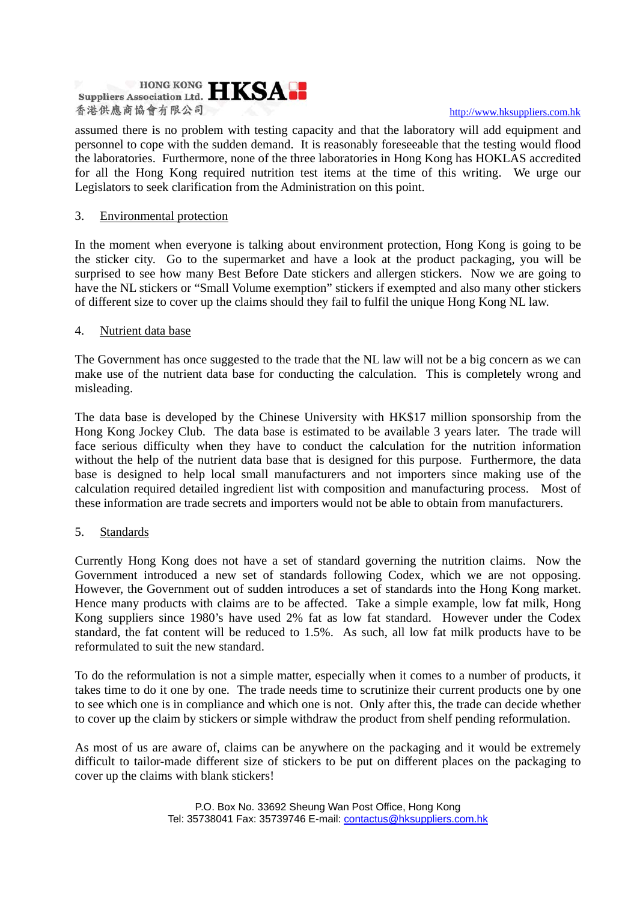assumed there is no problem with testing capacity and that the laboratory will add equipment and personnel to cope with the sudden demand. It is reasonably foreseeable that the testing would flood the laboratories. Furthermore, none of the three laboratories in Hong Kong has HOKLAS accredited for all the Hong Kong required nutrition test items at the time of this writing. We urge our Legislators to seek clarification from the Administration on this point.

3. Environmental protection

In the moment when everyone is talking about environment protection, Hong Kong is going to be the sticker city. Go to the supermarket and have a look at the product packaging, you will be surprised to see how many Best Before Date stickers and allergen stickers. Now we are going to have the NL stickers or "Small Volume exemption" stickers if exempted and also many other stickers of different size to cover up the claims should they fail to fulfil the unique Hong Kong NL law.

4. Nutrient data base

The Government has once suggested to the trade that the NL law will not be a big concern as we can make use of the nutrient data base for conducting the calculation. This is completely wrong and misleading.

The data base is developed by the Chinese University with HK$17 million sponsorship from the Hong Kong Jockey Club. The data base is estimated to be available 3 years later. The trade will face serious difficulty when they have to conduct the calculation for the nutrition information without the help of the nutrient data base that is designed for this purpose. Furthermore, the data base is designed to help local small manufacturers and not importers since making use of the calculation required detailed ingredient list with composition and manufacturing process. Most of these information are trade secrets and importers would not be able to obtain from manufacturers.

5. Standards

Currently Hong Kong does not have a set of standard governing the nutrition claims. Now the Government introduced a new set of standards following Codex, which we are not opposing. However, the Government out of sudden introduces a set of standards into the Hong Kong market. Hence many products with claims are to be affected. Take a simple example, low fat milk, Hong Kong suppliers since 1980's have used 2% fat as low fat standard. However under the Codex standard, the fat content will be reduced to 1.5%. As such, all low fat milk products have to be reformulated to suit the new standard.

To do the reformulation is not a simple matter, especially when it comes to a number of products, it takes time to do it one by one. The trade needs time to scrutinize their current products one by one to see which one is in compliance and which one is not. Only after this, the trade can decide whether to cover up the claim by stickers or simple withdraw the product from shelf pending reformulation.

As most of us are aware of, claims can be anywhere on the packaging and it would be extremely difficult to tailor-made different size of stickers to be put on different places on the packaging to cover up the claims with blank stickers!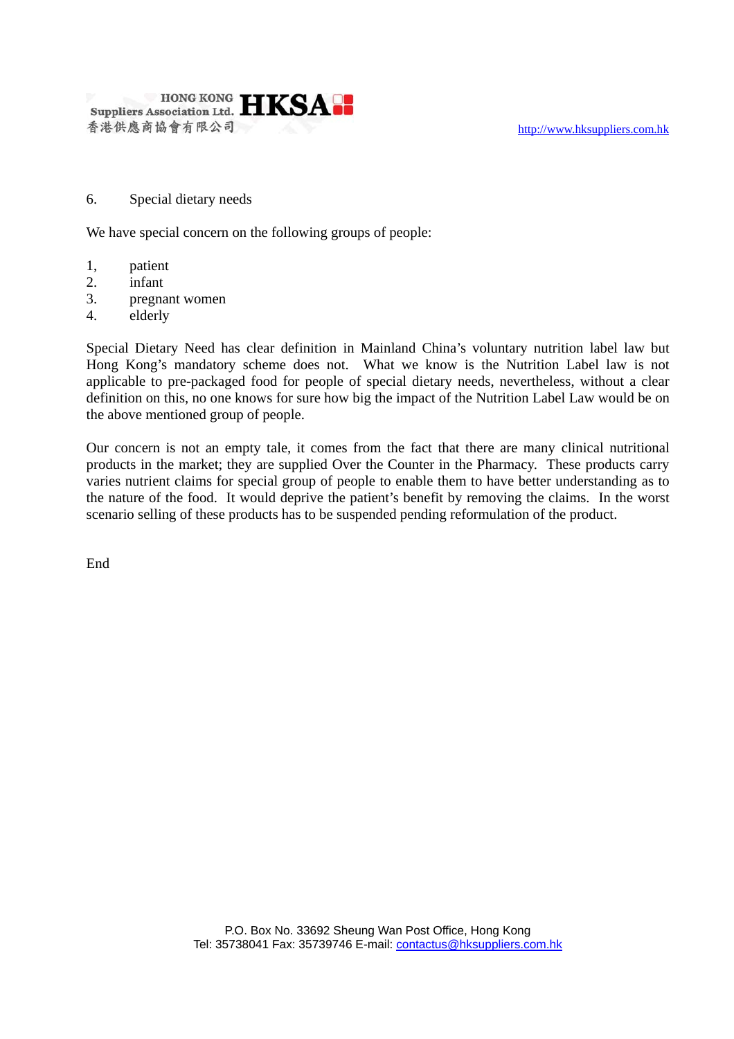6. Special dietary needs

We have special concern on the following groups of people:

1, patient
2. infant
3. pregnant women
4. elderly

Special Dietary Need has clear definition in Mainland China's voluntary nutrition label law but Hong Kong's mandatory scheme does not. What we know is the Nutrition Label law is not applicable to pre-packaged food for people of special dietary needs, nevertheless, without a clear definition on this, no one knows for sure how big the impact of the Nutrition Label Law would be on the above mentioned group of people.

Our concern is not an empty tale, it comes from the fact that there are many clinical nutritional products in the market; they are supplied Over the Counter in the Pharmacy. These products carry varies nutrient claims for special group of people to enable them to have better understanding as to the nature of the food. It would deprive the patient's benefit by removing the claims. In the worst scenario selling of these products has to be suspended pending reformulation of the product.

End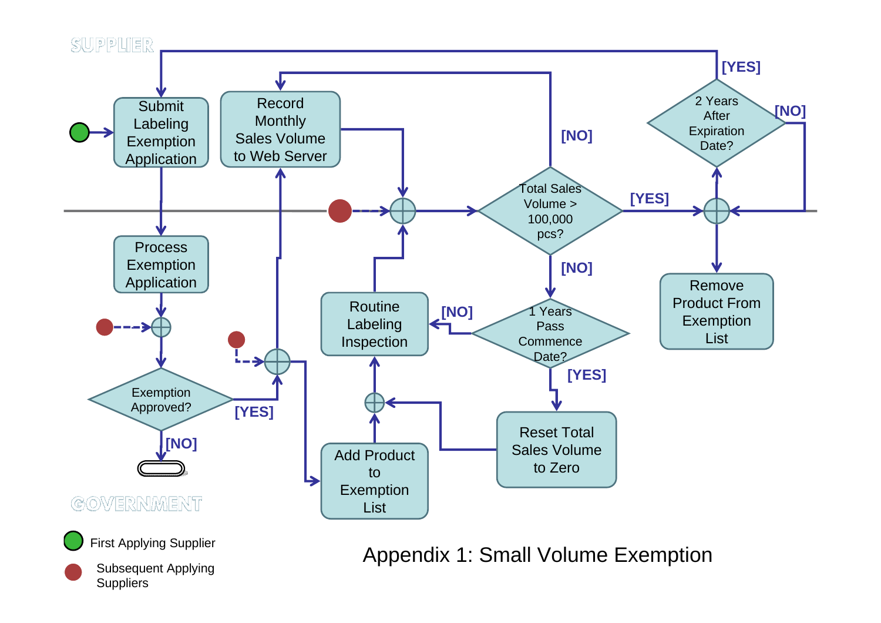SUPPLIER

Submit Labeling Exemption Application

Record Monthly Sales Volume to Web Server

[NO]

[YES]

2 Years After Expiration Date?

[NO]

Total Sales Volume > 100,000 pcs?

[YES]

[NO]

Process Exemption Application

Routine Labeling Inspection

[NO]

1 Years Pass Commence Date?

[YES]

Remove Product From Exemption List

Exemption Approved?

[YES]

[NO]

Add Product to Exemption List

Reset Total Sales Volume to Zero

GOVERNMENT

First Applying Supplier

Subsequent Applying Suppliers

Appendix 1: Small Volume Exemption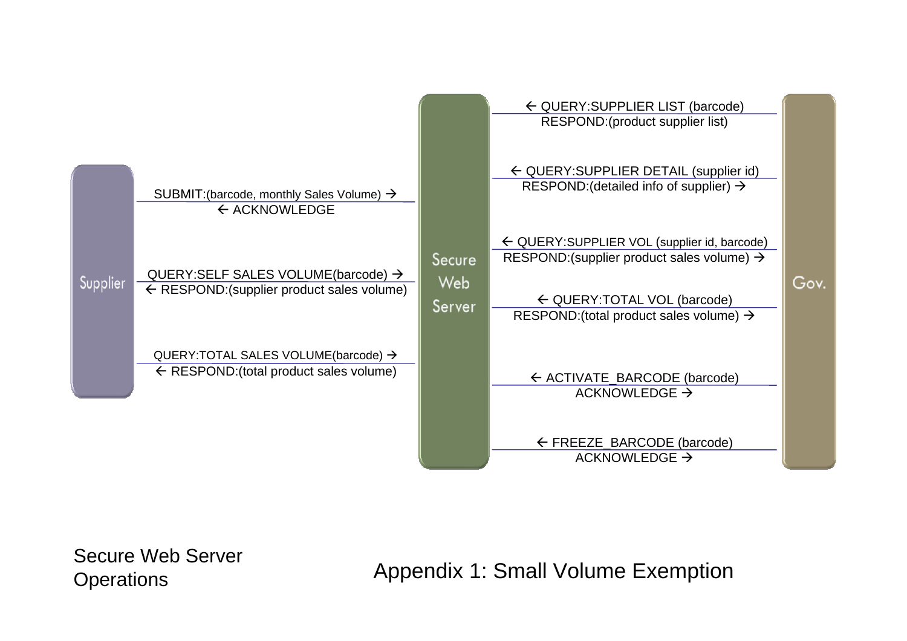Supplier

SUBMIT:(barcode, monthly Sales Volume) →
← ACKNOWLEDGE

QUERY:SELF SALES VOLUME(barcode) →
← RESPOND:(supplier product sales volume)

QUERY:TOTAL SALES VOLUME(barcode) →
← RESPOND:(total product sales volume)

Secure Web Server

← QUERY:SUPPLIER LIST (barcode)
RESPOND:(product supplier list)

← QUERY:SUPPLIER DETAIL (supplier id)
RESPOND:(detailed info of supplier) →

← QUERY:SUPPLIER VOL (supplier id, barcode)
RESPOND:(supplier product sales volume) →

← QUERY:TOTAL VOL (barcode)
RESPOND:(total product sales volume) →

← ACTIVATE_BARCODE (barcode)
ACKNOWLEDGE →

← FREEZE_BARCODE (barcode)
ACKNOWLEDGE →

Gov.

Secure Web Server Operations

Appendix 1: Small Volume Exemption